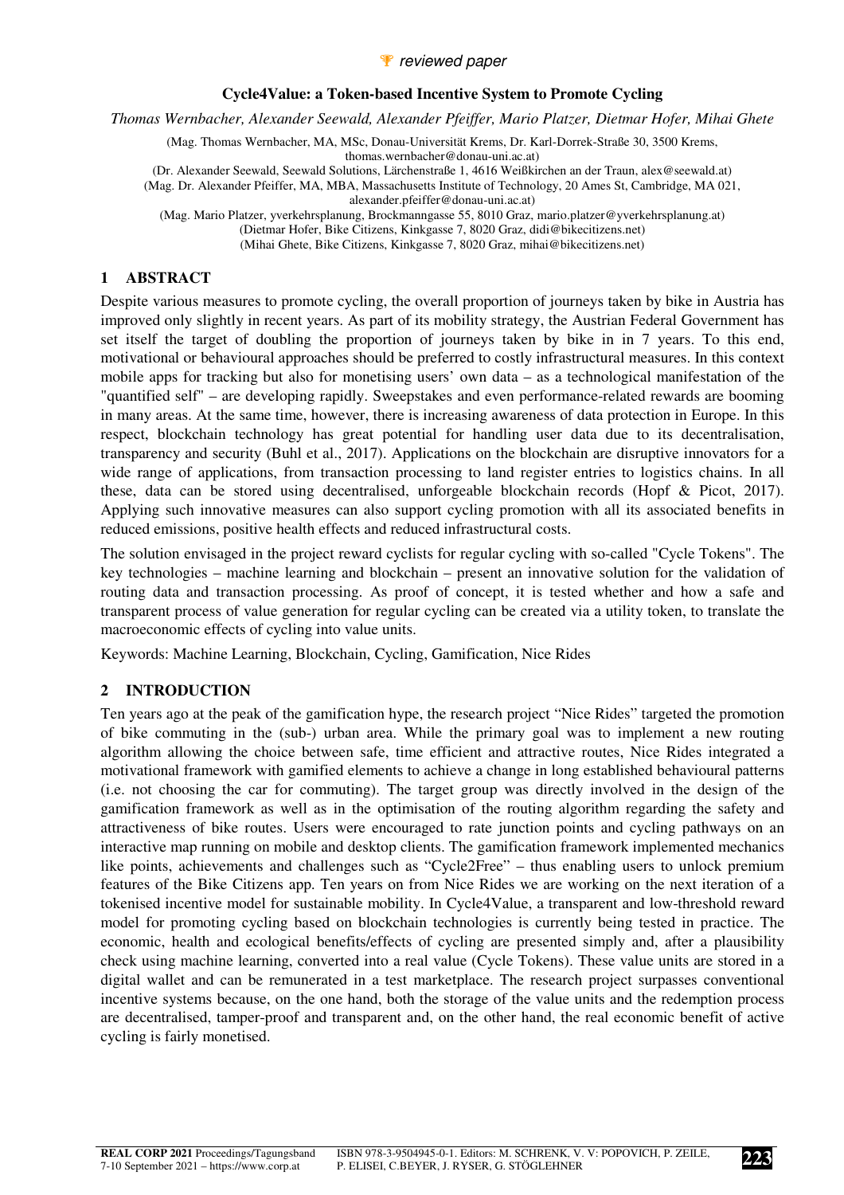🏆 *reviewed paper*

# Cycle4Value: a Token-based Incentive System to Promote Cycling

*Thomas Wernbacher, Alexander Seewald, Alexander Pfeiffer, Mario Platzer, Dietmar Hofer, Mihai Ghete*

(Mag. Thomas Wernbacher, MA, MSc, Donau-Universität Krems, Dr. Karl-Dorrek-Straße 30, 3500 Krems, thomas.wernbacher@donau-uni.ac.at)

(Dr. Alexander Seewald, Seewald Solutions, Lärchenstraße 1, 4616 Weißkirchen an der Traun, alex@seewald.at)

(Mag. Dr. Alexander Pfeiffer, MA, MBA, Massachusetts Institute of Technology, 20 Ames St, Cambridge, MA 021, alexander.pfeiffer@donau-uni.ac.at)

(Mag. Mario Platzer, yverkehrsplanung, Brockmanngasse 55, 8010 Graz, mario.platzer@yverkehrsplanung.at)

(Dietmar Hofer, Bike Citizens, Kinkgasse 7, 8020 Graz, didi@bikecitizens.net)

(Mihai Ghete, Bike Citizens, Kinkgasse 7, 8020 Graz, mihai@bikecitizens.net)

## 1 ABSTRACT

Despite various measures to promote cycling, the overall proportion of journeys taken by bike in Austria has improved only slightly in recent years. As part of its mobility strategy, the Austrian Federal Government has set itself the target of doubling the proportion of journeys taken by bike in in 7 years. To this end, motivational or behavioural approaches should be preferred to costly infrastructural measures. In this context mobile apps for tracking but also for monetising users' own data – as a technological manifestation of the "quantified self" – are developing rapidly. Sweepstakes and even performance-related rewards are booming in many areas. At the same time, however, there is increasing awareness of data protection in Europe. In this respect, blockchain technology has great potential for handling user data due to its decentralisation, transparency and security (Buhl et al., 2017). Applications on the blockchain are disruptive innovators for a wide range of applications, from transaction processing to land register entries to logistics chains. In all these, data can be stored using decentralised, unforgeable blockchain records (Hopf & Picot, 2017). Applying such innovative measures can also support cycling promotion with all its associated benefits in reduced emissions, positive health effects and reduced infrastructural costs.

The solution envisaged in the project reward cyclists for regular cycling with so-called "Cycle Tokens". The key technologies – machine learning and blockchain – present an innovative solution for the validation of routing data and transaction processing. As proof of concept, it is tested whether and how a safe and transparent process of value generation for regular cycling can be created via a utility token, to translate the macroeconomic effects of cycling into value units.

Keywords: Machine Learning, Blockchain, Cycling, Gamification, Nice Rides

## 2 INTRODUCTION

Ten years ago at the peak of the gamification hype, the research project "Nice Rides" targeted the promotion of bike commuting in the (sub-) urban area. While the primary goal was to implement a new routing algorithm allowing the choice between safe, time efficient and attractive routes, Nice Rides integrated a motivational framework with gamified elements to achieve a change in long established behavioural patterns (i.e. not choosing the car for commuting). The target group was directly involved in the design of the gamification framework as well as in the optimisation of the routing algorithm regarding the safety and attractiveness of bike routes. Users were encouraged to rate junction points and cycling pathways on an interactive map running on mobile and desktop clients. The gamification framework implemented mechanics like points, achievements and challenges such as "Cycle2Free" – thus enabling users to unlock premium features of the Bike Citizens app. Ten years on from Nice Rides we are working on the next iteration of a tokenised incentive model for sustainable mobility. In Cycle4Value, a transparent and low-threshold reward model for promoting cycling based on blockchain technologies is currently being tested in practice. The economic, health and ecological benefits/effects of cycling are presented simply and, after a plausibility check using machine learning, converted into a real value (Cycle Tokens). These value units are stored in a digital wallet and can be remunerated in a test marketplace. The research project surpasses conventional incentive systems because, on the one hand, both the storage of the value units and the redemption process are decentralised, tamper-proof and transparent and, on the other hand, the real economic benefit of active cycling is fairly monetised.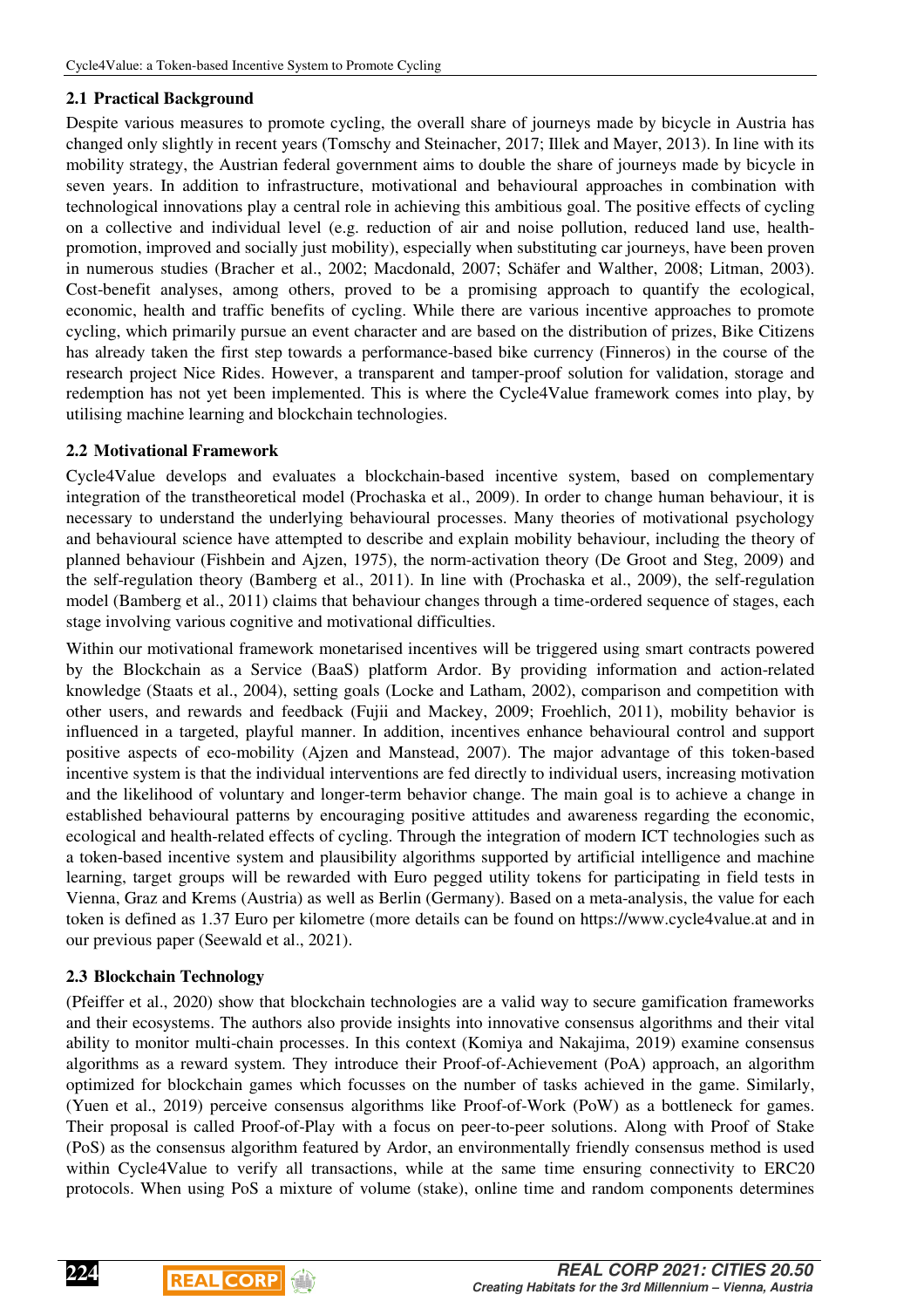## 2.1 Practical Background

Despite various measures to promote cycling, the overall share of journeys made by bicycle in Austria has changed only slightly in recent years (Tomschy and Steinacher, 2017; Illek and Mayer, 2013). In line with its mobility strategy, the Austrian federal government aims to double the share of journeys made by bicycle in seven years. In addition to infrastructure, motivational and behavioural approaches in combination with technological innovations play a central role in achieving this ambitious goal. The positive effects of cycling on a collective and individual level (e.g. reduction of air and noise pollution, reduced land use, health-promotion, improved and socially just mobility), especially when substituting car journeys, have been proven in numerous studies (Bracher et al., 2002; Macdonald, 2007; Schäfer and Walther, 2008; Litman, 2003). Cost-benefit analyses, among others, proved to be a promising approach to quantify the ecological, economic, health and traffic benefits of cycling. While there are various incentive approaches to promote cycling, which primarily pursue an event character and are based on the distribution of prizes, Bike Citizens has already taken the first step towards a performance-based bike currency (Finneros) in the course of the research project Nice Rides. However, a transparent and tamper-proof solution for validation, storage and redemption has not yet been implemented. This is where the Cycle4Value framework comes into play, by utilising machine learning and blockchain technologies.

## 2.2 Motivational Framework

Cycle4Value develops and evaluates a blockchain-based incentive system, based on complementary integration of the transtheoretical model (Prochaska et al., 2009). In order to change human behaviour, it is necessary to understand the underlying behavioural processes. Many theories of motivational psychology and behavioural science have attempted to describe and explain mobility behaviour, including the theory of planned behaviour (Fishbein and Ajzen, 1975), the norm-activation theory (De Groot and Steg, 2009) and the self-regulation theory (Bamberg et al., 2011). In line with (Prochaska et al., 2009), the self-regulation model (Bamberg et al., 2011) claims that behaviour changes through a time-ordered sequence of stages, each stage involving various cognitive and motivational difficulties.

Within our motivational framework monetarised incentives will be triggered using smart contracts powered by the Blockchain as a Service (BaaS) platform Ardor. By providing information and action-related knowledge (Staats et al., 2004), setting goals (Locke and Latham, 2002), comparison and competition with other users, and rewards and feedback (Fujii and Mackey, 2009; Froehlich, 2011), mobility behavior is influenced in a targeted, playful manner. In addition, incentives enhance behavioural control and support positive aspects of eco-mobility (Ajzen and Manstead, 2007). The major advantage of this token-based incentive system is that the individual interventions are fed directly to individual users, increasing motivation and the likelihood of voluntary and longer-term behavior change. The main goal is to achieve a change in established behavioural patterns by encouraging positive attitudes and awareness regarding the economic, ecological and health-related effects of cycling. Through the integration of modern ICT technologies such as a token-based incentive system and plausibility algorithms supported by artificial intelligence and machine learning, target groups will be rewarded with Euro pegged utility tokens for participating in field tests in Vienna, Graz and Krems (Austria) as well as Berlin (Germany). Based on a meta-analysis, the value for each token is defined as 1.37 Euro per kilometre (more details can be found on https://www.cycle4value.at and in our previous paper (Seewald et al., 2021).

## 2.3 Blockchain Technology

(Pfeiffer et al., 2020) show that blockchain technologies are a valid way to secure gamification frameworks and their ecosystems. The authors also provide insights into innovative consensus algorithms and their vital ability to monitor multi-chain processes. In this context (Komiya and Nakajima, 2019) examine consensus algorithms as a reward system. They introduce their Proof-of-Achievement (PoA) approach, an algorithm optimized for blockchain games which focusses on the number of tasks achieved in the game. Similarly, (Yuen et al., 2019) perceive consensus algorithms like Proof-of-Work (PoW) as a bottleneck for games. Their proposal is called Proof-of-Play with a focus on peer-to-peer solutions. Along with Proof of Stake (PoS) as the consensus algorithm featured by Ardor, an environmentally friendly consensus method is used within Cycle4Value to verify all transactions, while at the same time ensuring connectivity to ERC20 protocols. When using PoS a mixture of volume (stake), online time and random components determines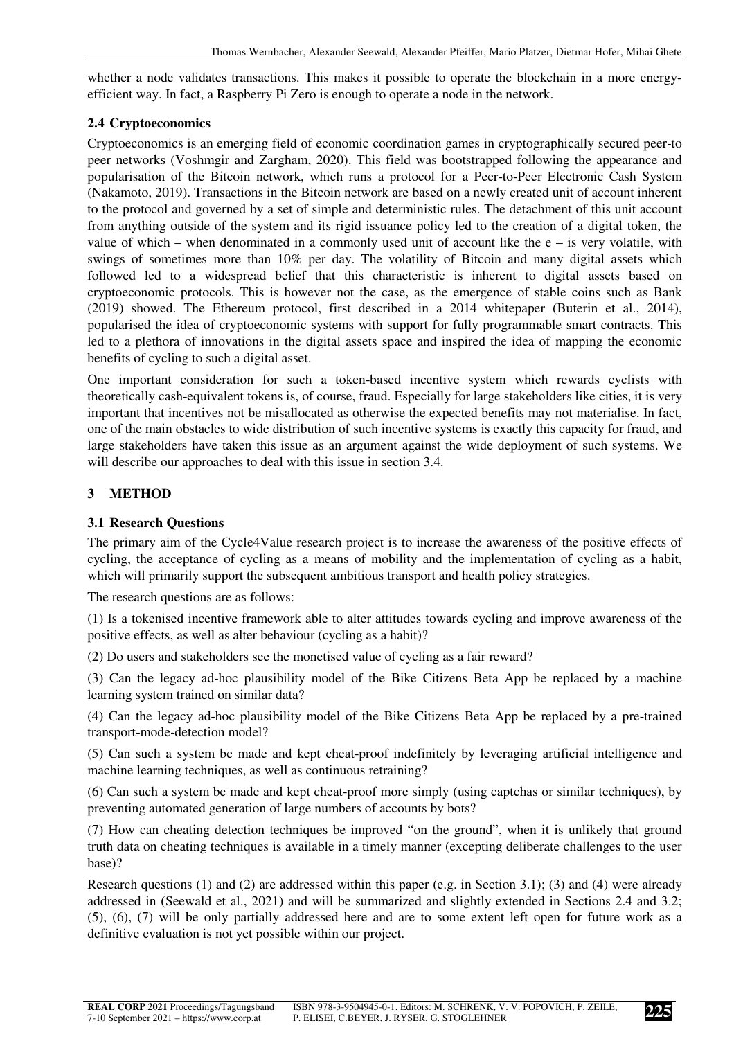whether a node validates transactions. This makes it possible to operate the blockchain in a more energy-efficient way. In fact, a Raspberry Pi Zero is enough to operate a node in the network.

### 2.4 Cryptoeconomics

Cryptoeconomics is an emerging field of economic coordination games in cryptographically secured peer-to peer networks (Voshmgir and Zargham, 2020). This field was bootstrapped following the appearance and popularisation of the Bitcoin network, which runs a protocol for a Peer-to-Peer Electronic Cash System (Nakamoto, 2019). Transactions in the Bitcoin network are based on a newly created unit of account inherent to the protocol and governed by a set of simple and deterministic rules. The detachment of this unit account from anything outside of the system and its rigid issuance policy led to the creation of a digital token, the value of which – when denominated in a commonly used unit of account like the e – is very volatile, with swings of sometimes more than 10% per day. The volatility of Bitcoin and many digital assets which followed led to a widespread belief that this characteristic is inherent to digital assets based on cryptoeconomic protocols. This is however not the case, as the emergence of stable coins such as Bank (2019) showed. The Ethereum protocol, first described in a 2014 whitepaper (Buterin et al., 2014), popularised the idea of cryptoeconomic systems with support for fully programmable smart contracts. This led to a plethora of innovations in the digital assets space and inspired the idea of mapping the economic benefits of cycling to such a digital asset.

One important consideration for such a token-based incentive system which rewards cyclists with theoretically cash-equivalent tokens is, of course, fraud. Especially for large stakeholders like cities, it is very important that incentives not be misallocated as otherwise the expected benefits may not materialise. In fact, one of the main obstacles to wide distribution of such incentive systems is exactly this capacity for fraud, and large stakeholders have taken this issue as an argument against the wide deployment of such systems. We will describe our approaches to deal with this issue in section 3.4.

## 3 METHOD

### 3.1 Research Questions

The primary aim of the Cycle4Value research project is to increase the awareness of the positive effects of cycling, the acceptance of cycling as a means of mobility and the implementation of cycling as a habit, which will primarily support the subsequent ambitious transport and health policy strategies.

The research questions are as follows:

(1) Is a tokenised incentive framework able to alter attitudes towards cycling and improve awareness of the positive effects, as well as alter behaviour (cycling as a habit)?

(2) Do users and stakeholders see the monetised value of cycling as a fair reward?

(3) Can the legacy ad-hoc plausibility model of the Bike Citizens Beta App be replaced by a machine learning system trained on similar data?

(4) Can the legacy ad-hoc plausibility model of the Bike Citizens Beta App be replaced by a pre-trained transport-mode-detection model?

(5) Can such a system be made and kept cheat-proof indefinitely by leveraging artificial intelligence and machine learning techniques, as well as continuous retraining?

(6) Can such a system be made and kept cheat-proof more simply (using captchas or similar techniques), by preventing automated generation of large numbers of accounts by bots?

(7) How can cheating detection techniques be improved "on the ground", when it is unlikely that ground truth data on cheating techniques is available in a timely manner (excepting deliberate challenges to the user base)?

Research questions (1) and (2) are addressed within this paper (e.g. in Section 3.1); (3) and (4) were already addressed in (Seewald et al., 2021) and will be summarized and slightly extended in Sections 2.4 and 3.2; (5), (6), (7) will be only partially addressed here and are to some extent left open for future work as a definitive evaluation is not yet possible within our project.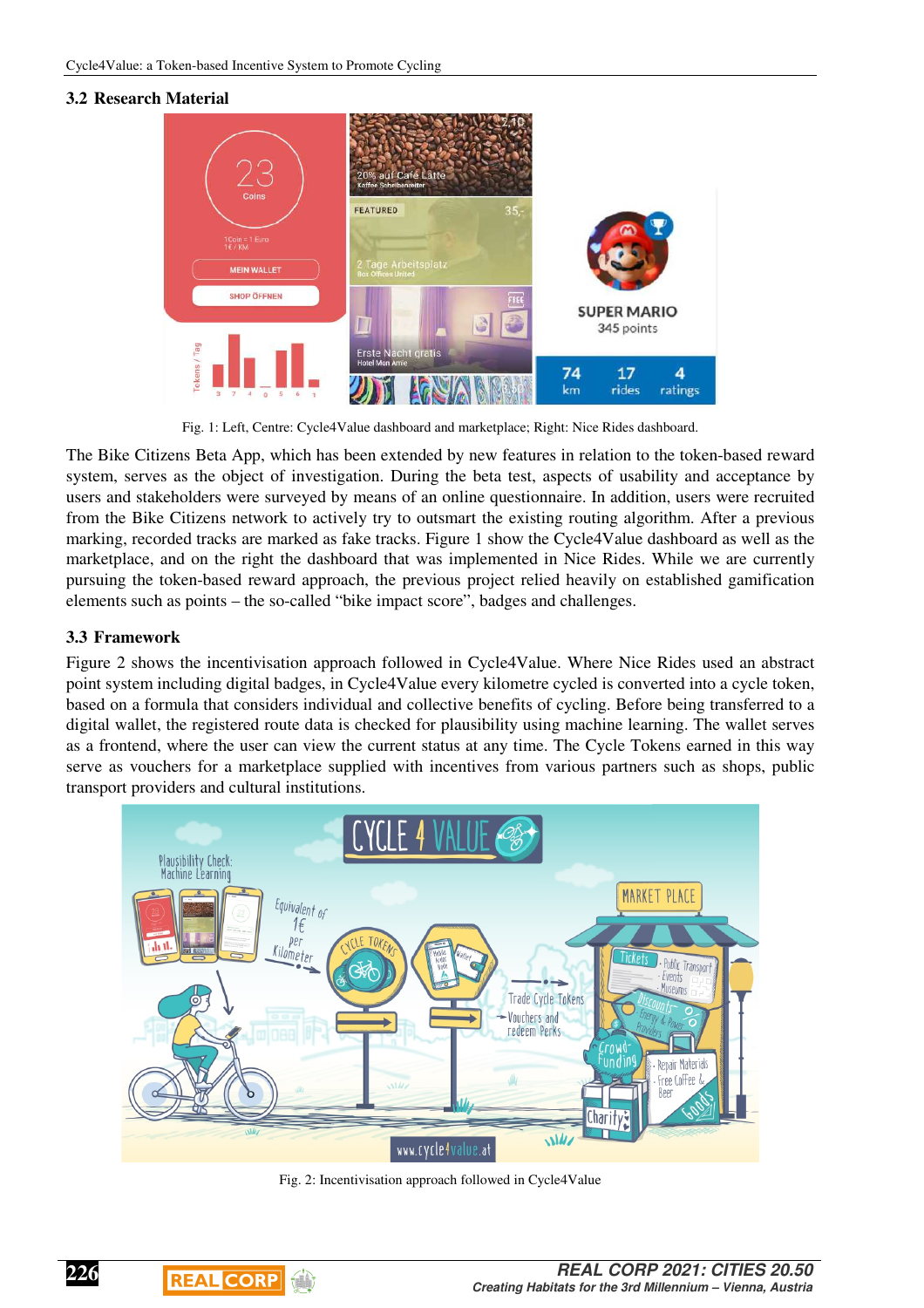### 3.2 Research Material

Fig. 1: Left, Centre: Cycle4Value dashboard and marketplace; Right: Nice Rides dashboard.

The Bike Citizens Beta App, which has been extended by new features in relation to the token-based reward system, serves as the object of investigation. During the beta test, aspects of usability and acceptance by users and stakeholders were surveyed by means of an online questionnaire. In addition, users were recruited from the Bike Citizens network to actively try to outsmart the existing routing algorithm. After a previous marking, recorded tracks are marked as fake tracks. Figure 1 show the Cycle4Value dashboard as well as the marketplace, and on the right the dashboard that was implemented in Nice Rides. While we are currently pursuing the token-based reward approach, the previous project relied heavily on established gamification elements such as points – the so-called "bike impact score", badges and challenges.

### 3.3 Framework

Figure 2 shows the incentivisation approach followed in Cycle4Value. Where Nice Rides used an abstract point system including digital badges, in Cycle4Value every kilometre cycled is converted into a cycle token, based on a formula that considers individual and collective benefits of cycling. Before being transferred to a digital wallet, the registered route data is checked for plausibility using machine learning. The wallet serves as a frontend, where the user can view the current status at any time. The Cycle Tokens earned in this way serve as vouchers for a marketplace supplied with incentives from various partners such as shops, public transport providers and cultural institutions.

Fig. 2: Incentivisation approach followed in Cycle4Value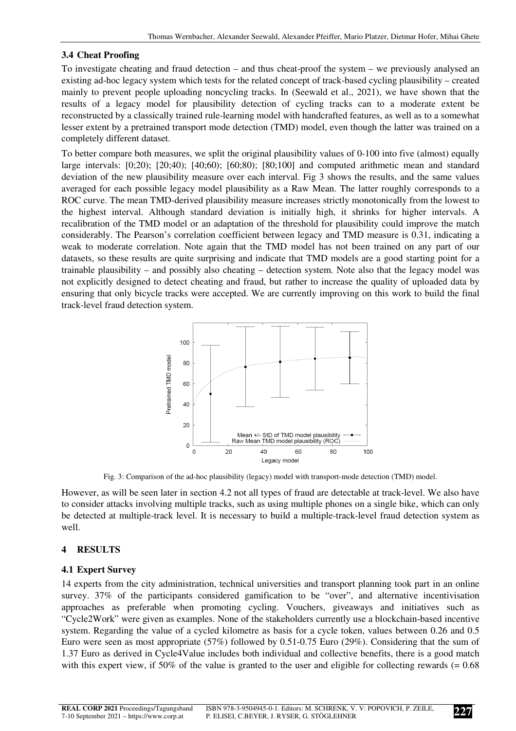### 3.4 Cheat Proofing

To investigate cheating and fraud detection – and thus cheat-proof the system – we previously analysed an existing ad-hoc legacy system which tests for the related concept of track-based cycling plausibility – created mainly to prevent people uploading noncycling tracks. In (Seewald et al., 2021), we have shown that the results of a legacy model for plausibility detection of cycling tracks can to a moderate extent be reconstructed by a classically trained rule-learning model with handcrafted features, as well as to a somewhat lesser extent by a pretrained transport mode detection (TMD) model, even though the latter was trained on a completely different dataset.

To better compare both measures, we split the original plausibility values of 0-100 into five (almost) equally large intervals: [0;20); [20;40); [40;60); [60;80); [80;100] and computed arithmetic mean and standard deviation of the new plausibility measure over each interval. Fig 3 shows the results, and the same values averaged for each possible legacy model plausibility as a Raw Mean. The latter roughly corresponds to a ROC curve. The mean TMD-derived plausibility measure increases strictly monotonically from the lowest to the highest interval. Although standard deviation is initially high, it shrinks for higher intervals. A recalibration of the TMD model or an adaptation of the threshold for plausibility could improve the match considerably. The Pearson's correlation coefficient between legacy and TMD measure is 0.31, indicating a weak to moderate correlation. Note again that the TMD model has not been trained on any part of our datasets, so these results are quite surprising and indicate that TMD models are a good starting point for a trainable plausibility – and possibly also cheating – detection system. Note also that the legacy model was not explicitly designed to detect cheating and fraud, but rather to increase the quality of uploaded data by ensuring that only bicycle tracks were accepted. We are currently improving on this work to build the final track-level fraud detection system.

Fig. 3: Comparison of the ad-hoc plausibility (legacy) model with transport-mode detection (TMD) model.

However, as will be seen later in section 4.2 not all types of fraud are detectable at track-level. We also have to consider attacks involving multiple tracks, such as using multiple phones on a single bike, which can only be detected at multiple-track level. It is necessary to build a multiple-track-level fraud detection system as well.

## 4 RESULTS

### 4.1 Expert Survey

14 experts from the city administration, technical universities and transport planning took part in an online survey. 37% of the participants considered gamification to be "over", and alternative incentivisation approaches as preferable when promoting cycling. Vouchers, giveaways and initiatives such as "Cycle2Work" were given as examples. None of the stakeholders currently use a blockchain-based incentive system. Regarding the value of a cycled kilometre as basis for a cycle token, values between 0.26 and 0.5 Euro were seen as most appropriate (57%) followed by 0.51-0.75 Euro (29%). Considering that the sum of 1.37 Euro as derived in Cycle4Value includes both individual and collective benefits, there is a good match with this expert view, if 50% of the value is granted to the user and eligible for collecting rewards (= 0.68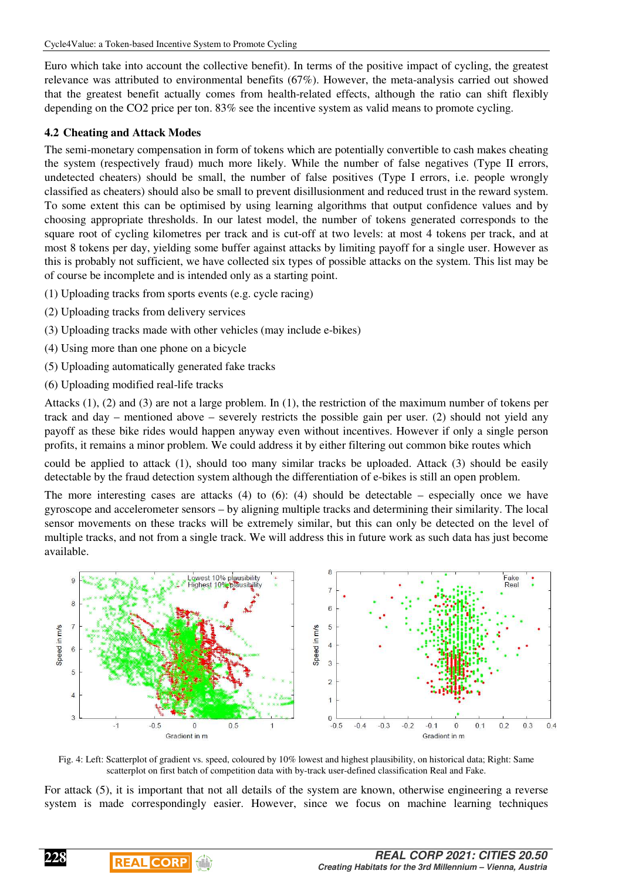Euro which take into account the collective benefit). In terms of the positive impact of cycling, the greatest relevance was attributed to environmental benefits (67%). However, the meta-analysis carried out showed that the greatest benefit actually comes from health-related effects, although the ratio can shift flexibly depending on the $CO_2$ price per ton. 83% see the incentive system as valid means to promote cycling.

## 4.2 Cheating and Attack Modes

The semi-monetary compensation in form of tokens which are potentially convertible to cash makes cheating the system (respectively fraud) much more likely. While the number of false negatives (Type II errors, undetected cheaters) should be small, the number of false positives (Type I errors, i.e. people wrongly classified as cheaters) should also be small to prevent disillusionment and reduced trust in the reward system. To some extent this can be optimised by using learning algorithms that output confidence values and by choosing appropriate thresholds. In our latest model, the number of tokens generated corresponds to the square root of cycling kilometres per track and is cut-off at two levels: at most 4 tokens per track, and at most 8 tokens per day, yielding some buffer against attacks by limiting payoff for a single user. However as this is probably not sufficient, we have collected six types of possible attacks on the system. This list may be of course be incomplete and is intended only as a starting point.

(1) Uploading tracks from sports events (e.g. cycle racing)

(2) Uploading tracks from delivery services

(3) Uploading tracks made with other vehicles (may include e-bikes)

(4) Using more than one phone on a bicycle

(5) Uploading automatically generated fake tracks

(6) Uploading modified real-life tracks

Attacks (1), (2) and (3) are not a large problem. In (1), the restriction of the maximum number of tokens per track and day – mentioned above – severely restricts the possible gain per user. (2) should not yield any payoff as these bike rides would happen anyway even without incentives. However if only a single person profits, it remains a minor problem. We could address it by either filtering out common bike routes which could be applied to attack (1), should too many similar tracks be uploaded. Attack (3) should be easily detectable by the fraud detection system although the differentiation of e-bikes is still an open problem.

The more interesting cases are attacks (4) to (6): (4) should be detectable – especially once we have gyroscope and accelerometer sensors – by aligning multiple tracks and determining their similarity. The local sensor movements on these tracks will be extremely similar, but this can only be detected on the level of multiple tracks, and not from a single track. We will address this in future work as such data has just become available.

Fig. 4: Left: Scatterplot of gradient vs. speed, coloured by 10% lowest and highest plausibility, on historical data; Right: Same scatterplot on first batch of competition data with by-track user-defined classification Real and Fake.

For attack (5), it is important that not all details of the system are known, otherwise engineering a reverse system is made correspondingly easier. However, since we focus on machine learning techniques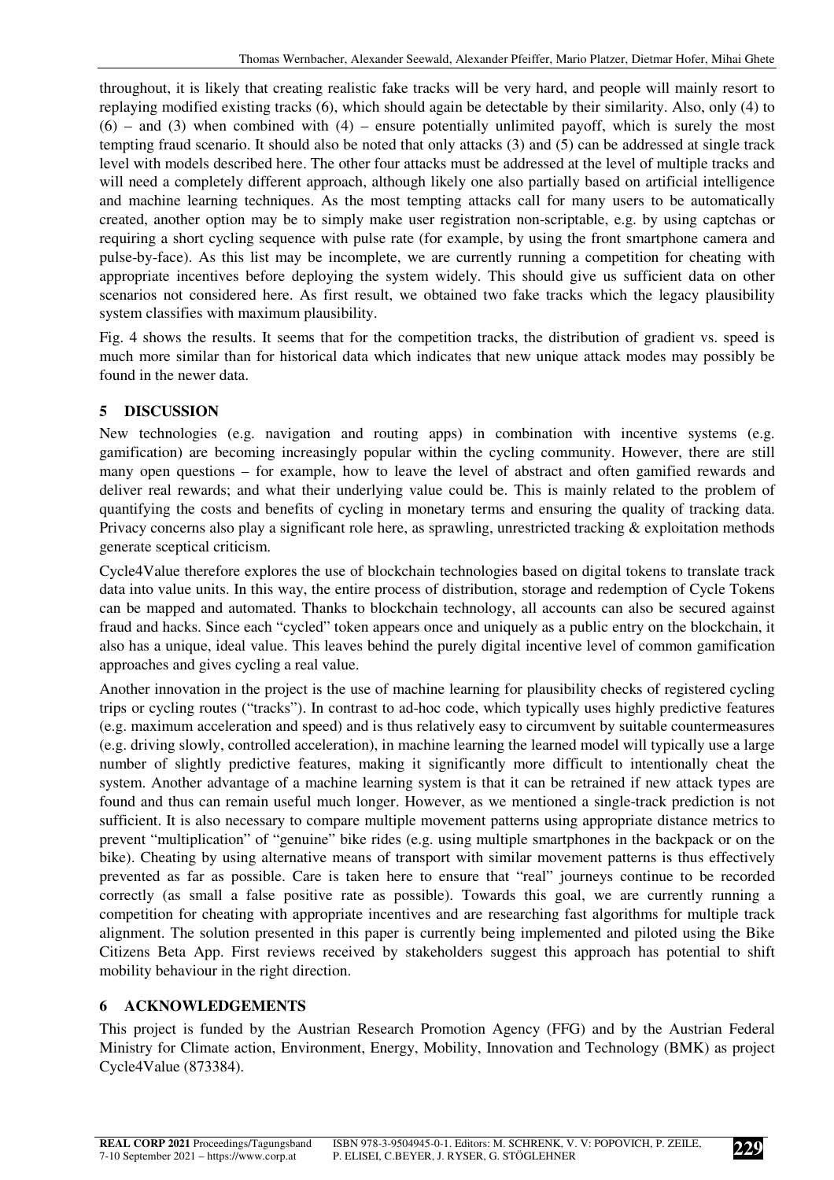throughout, it is likely that creating realistic fake tracks will be very hard, and people will mainly resort to replaying modified existing tracks (6), which should again be detectable by their similarity. Also, only (4) to (6) – and (3) when combined with (4) – ensure potentially unlimited payoff, which is surely the most tempting fraud scenario. It should also be noted that only attacks (3) and (5) can be addressed at single track level with models described here. The other four attacks must be addressed at the level of multiple tracks and will need a completely different approach, although likely one also partially based on artificial intelligence and machine learning techniques. As the most tempting attacks call for many users to be automatically created, another option may be to simply make user registration non-scriptable, e.g. by using captchas or requiring a short cycling sequence with pulse rate (for example, by using the front smartphone camera and pulse-by-face). As this list may be incomplete, we are currently running a competition for cheating with appropriate incentives before deploying the system widely. This should give us sufficient data on other scenarios not considered here. As first result, we obtained two fake tracks which the legacy plausibility system classifies with maximum plausibility.

Fig. 4 shows the results. It seems that for the competition tracks, the distribution of gradient vs. speed is much more similar than for historical data which indicates that new unique attack modes may possibly be found in the newer data.

## 5 DISCUSSION

New technologies (e.g. navigation and routing apps) in combination with incentive systems (e.g. gamification) are becoming increasingly popular within the cycling community. However, there are still many open questions – for example, how to leave the level of abstract and often gamified rewards and deliver real rewards; and what their underlying value could be. This is mainly related to the problem of quantifying the costs and benefits of cycling in monetary terms and ensuring the quality of tracking data. Privacy concerns also play a significant role here, as sprawling, unrestricted tracking & exploitation methods generate sceptical criticism.

Cycle4Value therefore explores the use of blockchain technologies based on digital tokens to translate track data into value units. In this way, the entire process of distribution, storage and redemption of Cycle Tokens can be mapped and automated. Thanks to blockchain technology, all accounts can also be secured against fraud and hacks. Since each "cycled" token appears once and uniquely as a public entry on the blockchain, it also has a unique, ideal value. This leaves behind the purely digital incentive level of common gamification approaches and gives cycling a real value.

Another innovation in the project is the use of machine learning for plausibility checks of registered cycling trips or cycling routes ("tracks"). In contrast to ad-hoc code, which typically uses highly predictive features (e.g. maximum acceleration and speed) and is thus relatively easy to circumvent by suitable countermeasures (e.g. driving slowly, controlled acceleration), in machine learning the learned model will typically use a large number of slightly predictive features, making it significantly more difficult to intentionally cheat the system. Another advantage of a machine learning system is that it can be retrained if new attack types are found and thus can remain useful much longer. However, as we mentioned a single-track prediction is not sufficient. It is also necessary to compare multiple movement patterns using appropriate distance metrics to prevent "multiplication" of "genuine" bike rides (e.g. using multiple smartphones in the backpack or on the bike). Cheating by using alternative means of transport with similar movement patterns is thus effectively prevented as far as possible. Care is taken here to ensure that "real" journeys continue to be recorded correctly (as small a false positive rate as possible). Towards this goal, we are currently running a competition for cheating with appropriate incentives and are researching fast algorithms for multiple track alignment. The solution presented in this paper is currently being implemented and piloted using the Bike Citizens Beta App. First reviews received by stakeholders suggest this approach has potential to shift mobility behaviour in the right direction.

## 6 ACKNOWLEDGEMENTS

This project is funded by the Austrian Research Promotion Agency (FFG) and by the Austrian Federal Ministry for Climate action, Environment, Energy, Mobility, Innovation and Technology (BMK) as project Cycle4Value (873384).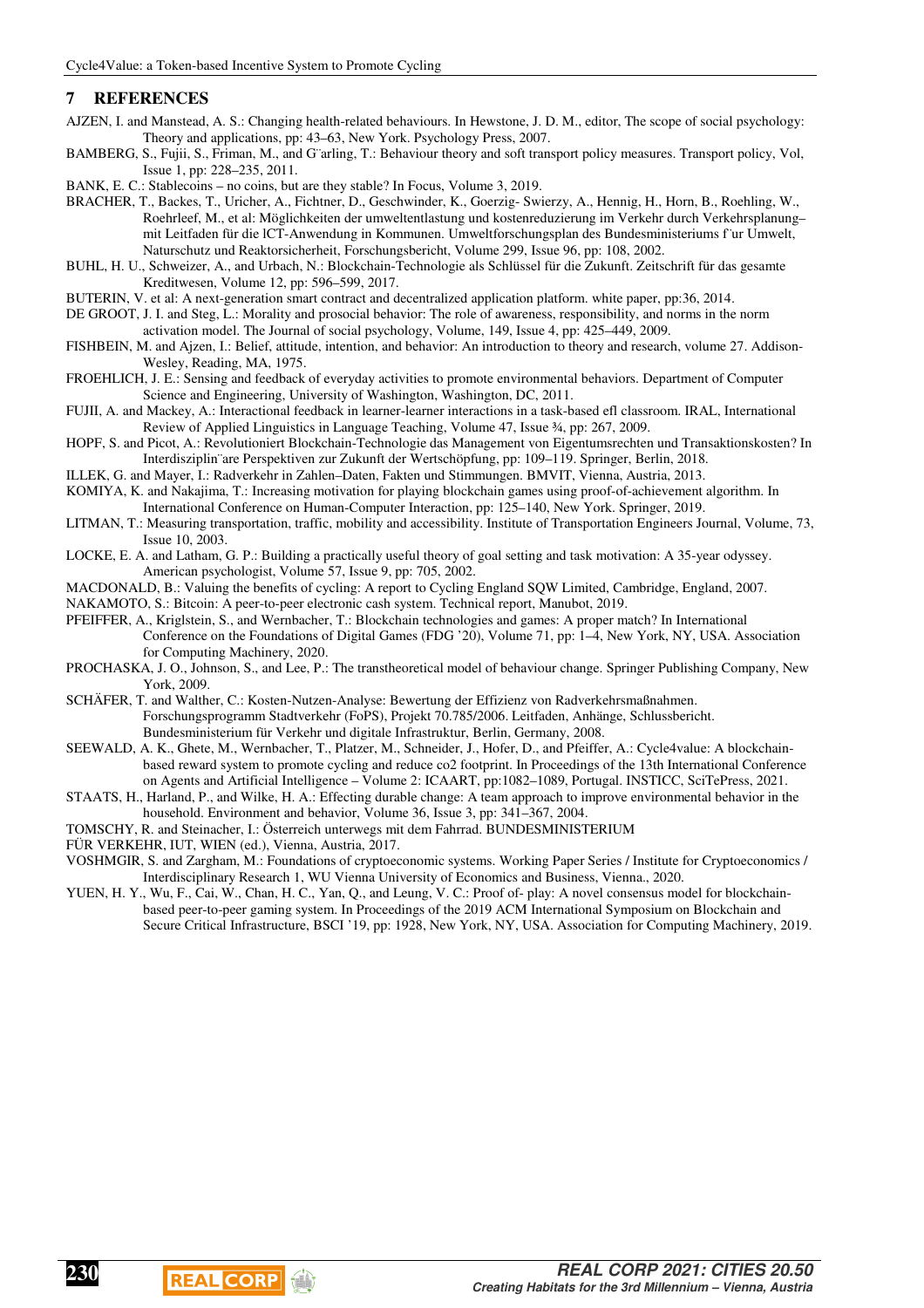## 7 REFERENCES

AJZEN, I. and Manstead, A. S.: Changing health-related behaviours. In Hewstone, J. D. M., editor, The scope of social psychology: Theory and applications, pp: 43–63, New York. Psychology Press, 2007.

BAMBERG, S., Fujii, S., Friman, M., and G¨arling, T.: Behaviour theory and soft transport policy measures. Transport policy, Vol, Issue 1, pp: 228–235, 2011.

BANK, E. C.: Stablecoins – no coins, but are they stable? In Focus, Volume 3, 2019.

BRACHER, T., Backes, T., Uricher, A., Fichtner, D., Geschwinder, K., Goerzig- Swierzy, A., Hennig, H., Horn, B., Roehling, W., Roehrleef, M., et al: Möglichkeiten der umweltentlastung und kostenreduzierung im Verkehr durch Verkehrsplanung– mit Leitfaden für die lCT-Anwendung in Kommunen. Umweltforschungsplan des Bundesministeriums f¨ur Umwelt, Naturschutz und Reaktorsicherheit, Forschungsbericht, Volume 299, Issue 96, pp: 108, 2002.

BUHL, H. U., Schweizer, A., and Urbach, N.: Blockchain-Technologie als Schlüssel für die Zukunft. Zeitschrift für das gesamte Kreditwesen, Volume 12, pp: 596–599, 2017.

BUTERIN, V. et al: A next-generation smart contract and decentralized application platform. white paper, pp:36, 2014.

DE GROOT, J. I. and Steg, L.: Morality and prosocial behavior: The role of awareness, responsibility, and norms in the norm activation model. The Journal of social psychology, Volume, 149, Issue 4, pp: 425–449, 2009.

FISHBEIN, M. and Ajzen, I.: Belief, attitude, intention, and behavior: An introduction to theory and research, volume 27. Addison-Wesley, Reading, MA, 1975.

FROEHLICH, J. E.: Sensing and feedback of everyday activities to promote environmental behaviors. Department of Computer Science and Engineering, University of Washington, Washington, DC, 2011.

FUJII, A. and Mackey, A.: Interactional feedback in learner-learner interactions in a task-based efl classroom. IRAL, International Review of Applied Linguistics in Language Teaching, Volume 47, Issue ¾, pp: 267, 2009.

HOPF, S. and Picot, A.: Revolutioniert Blockchain-Technologie das Management von Eigentumsrechten und Transaktionskosten? In Interdisziplin¨are Perspektiven zur Zukunft der Wertschöpfung, pp: 109–119. Springer, Berlin, 2018.

ILLEK, G. and Mayer, I.: Radverkehr in Zahlen–Daten, Fakten und Stimmungen. BMVIT, Vienna, Austria, 2013.

KOMIYA, K. and Nakajima, T.: Increasing motivation for playing blockchain games using proof-of-achievement algorithm. In International Conference on Human-Computer Interaction, pp: 125–140, New York. Springer, 2019.

LITMAN, T.: Measuring transportation, traffic, mobility and accessibility. Institute of Transportation Engineers Journal, Volume, 73, Issue 10, 2003.

LOCKE, E. A. and Latham, G. P.: Building a practically useful theory of goal setting and task motivation: A 35-year odyssey. American psychologist, Volume 57, Issue 9, pp: 705, 2002.

MACDONALD, B.: Valuing the benefits of cycling: A report to Cycling England SQW Limited, Cambridge, England, 2007.

NAKAMOTO, S.: Bitcoin: A peer-to-peer electronic cash system. Technical report, Manubot, 2019.

PFEIFFER, A., Kriglstein, S., and Wernbacher, T.: Blockchain technologies and games: A proper match? In International Conference on the Foundations of Digital Games (FDG '20), Volume 71, pp: 1–4, New York, NY, USA. Association for Computing Machinery, 2020.

PROCHASKA, J. O., Johnson, S., and Lee, P.: The transtheoretical model of behaviour change. Springer Publishing Company, New York, 2009.

SCHÄFER, T. and Walther, C.: Kosten-Nutzen-Analyse: Bewertung der Effizienz von Radverkehrsmaßnahmen. Forschungsprogramm Stadtverkehr (FoPS), Projekt 70.785/2006. Leitfaden, Anhänge, Schlussbericht. Bundesministerium für Verkehr und digitale Infrastruktur, Berlin, Germany, 2008.

SEEWALD, A. K., Ghete, M., Wernbacher, T., Platzer, M., Schneider, J., Hofer, D., and Pfeiffer, A.: Cycle4value: A blockchain-based reward system to promote cycling and reduce co2 footprint. In Proceedings of the 13th International Conference on Agents and Artificial Intelligence – Volume 2: ICAART, pp:1082–1089, Portugal. INSTICC, SciTePress, 2021.

STAATS, H., Harland, P., and Wilke, H. A.: Effecting durable change: A team approach to improve environmental behavior in the household. Environment and behavior, Volume 36, Issue 3, pp: 341–367, 2004.

TOMSCHY, R. and Steinacher, I.: Österreich unterwegs mit dem Fahrrad. BUNDESMINISTERIUM FÜR VERKEHR, IUT, WIEN (ed.), Vienna, Austria, 2017.

VOSHMGIR, S. and Zargham, M.: Foundations of cryptoeconomic systems. Working Paper Series / Institute for Cryptoeconomics / Interdisciplinary Research 1, WU Vienna University of Economics and Business, Vienna., 2020.

YUEN, H. Y., Wu, F., Cai, W., Chan, H. C., Yan, Q., and Leung, V. C.: Proof of- play: A novel consensus model for blockchain-based peer-to-peer gaming system. In Proceedings of the 2019 ACM International Symposium on Blockchain and Secure Critical Infrastructure, BSCI '19, pp: 1928, New York, NY, USA. Association for Computing Machinery, 2019.